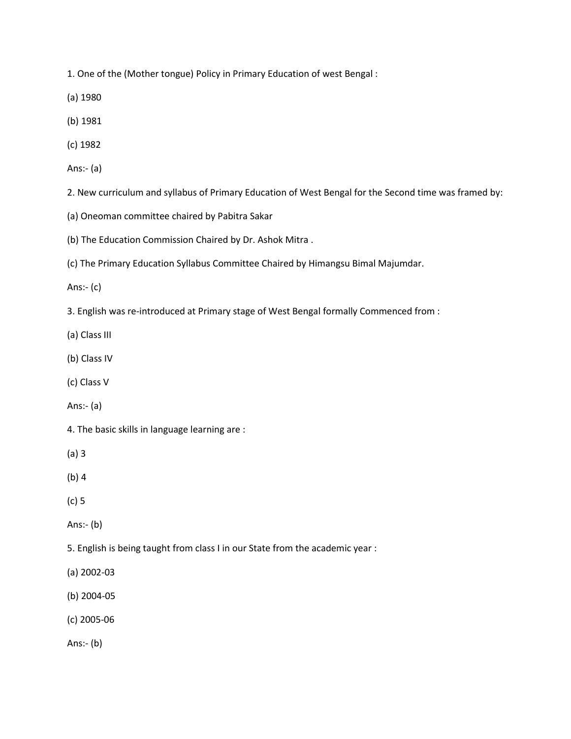1. One of the (Mother tongue) Policy in Primary Education of west Bengal :

(a) 1980

(b) 1981

(c) 1982

Ans:- (a)

2. New curriculum and syllabus of Primary Education of West Bengal for the Second time was framed by:

(a) Oneoman committee chaired by Pabitra Sakar

(b) The Education Commission Chaired by Dr. Ashok Mitra .

(c) The Primary Education Syllabus Committee Chaired by Himangsu Bimal Majumdar.

Ans:- (c)

3. English was re-introduced at Primary stage of West Bengal formally Commenced from :

(a) Class III

(b) Class IV

(c) Class V

Ans:- (a)

4. The basic skills in language learning are :

(a) 3

(b) 4

(c) 5

Ans:- (b)

5. English is being taught from class I in our State from the academic year :

(a) 2002-03

(b) 2004-05

(c) 2005-06

Ans:- (b)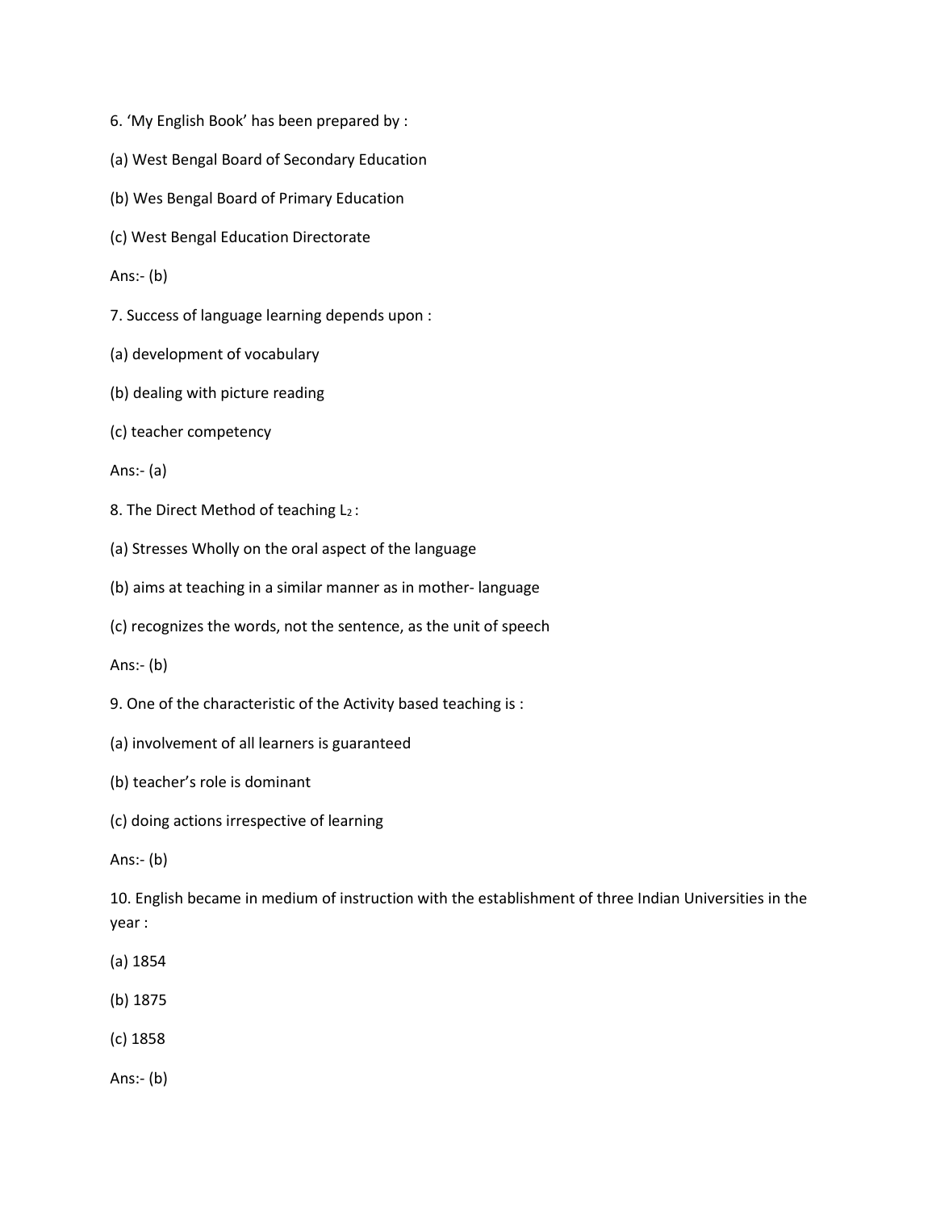6. ‘My English Book’ has been prepared by :

(a) West Bengal Board of Secondary Education

(b) Wes Bengal Board of Primary Education

(c) West Bengal Education Directorate

Ans:- (b)

7. Success of language learning depends upon :

(a) development of vocabulary

(b) dealing with picture reading

(c) teacher competency

Ans:- (a)

8. The Direct Method of teaching $L_2$ :

(a) Stresses Wholly on the oral aspect of the language

(b) aims at teaching in a similar manner as in mother- language

(c) recognizes the words, not the sentence, as the unit of speech

Ans:- (b)

9. One of the characteristic of the Activity based teaching is :

(a) involvement of all learners is guaranteed

(b) teacher’s role is dominant

(c) doing actions irrespective of learning

Ans:- (b)

10. English became in medium of instruction with the establishment of three Indian Universities in the year :

(a) 1854

(b) 1875

(c) 1858

Ans:- (b)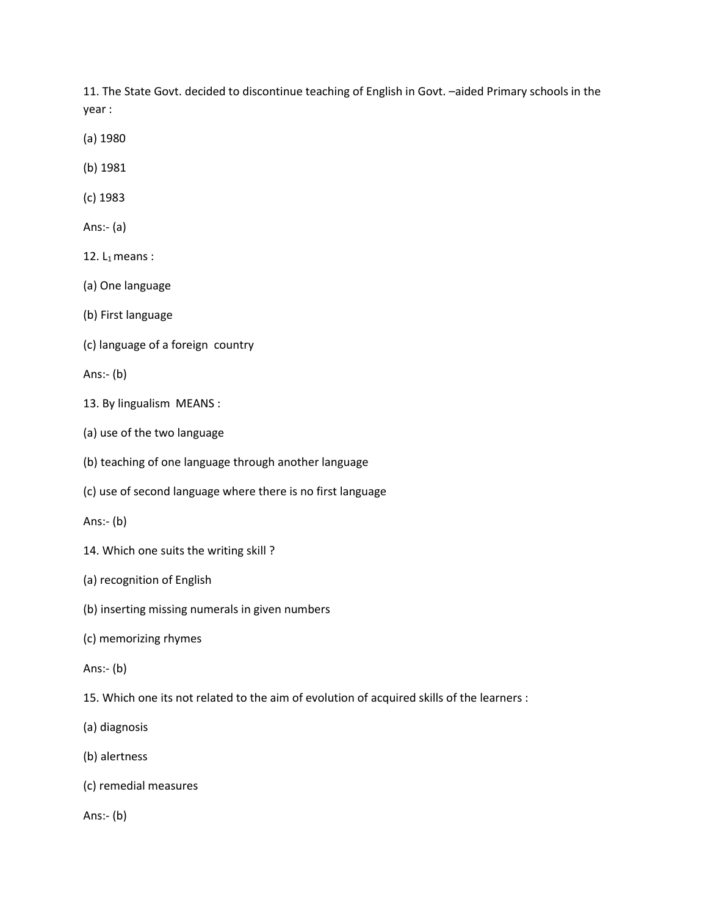11. The State Govt. decided to discontinue teaching of English in Govt. –aided Primary schools in the year :

(a) 1980

(b) 1981

(c) 1983

Ans:- (a)

12. $L_1$ means :

(a) One language

(b) First language

(c) language of a foreign country

Ans:- (b)

13. By lingualism MEANS :

(a) use of the two language

(b) teaching of one language through another language

(c) use of second language where there is no first language

Ans:- (b)

14. Which one suits the writing skill ?

(a) recognition of English

(b) inserting missing numerals in given numbers

(c) memorizing rhymes

Ans:- (b)

15. Which one its not related to the aim of evolution of acquired skills of the learners :

(a) diagnosis

(b) alertness

(c) remedial measures

Ans:- (b)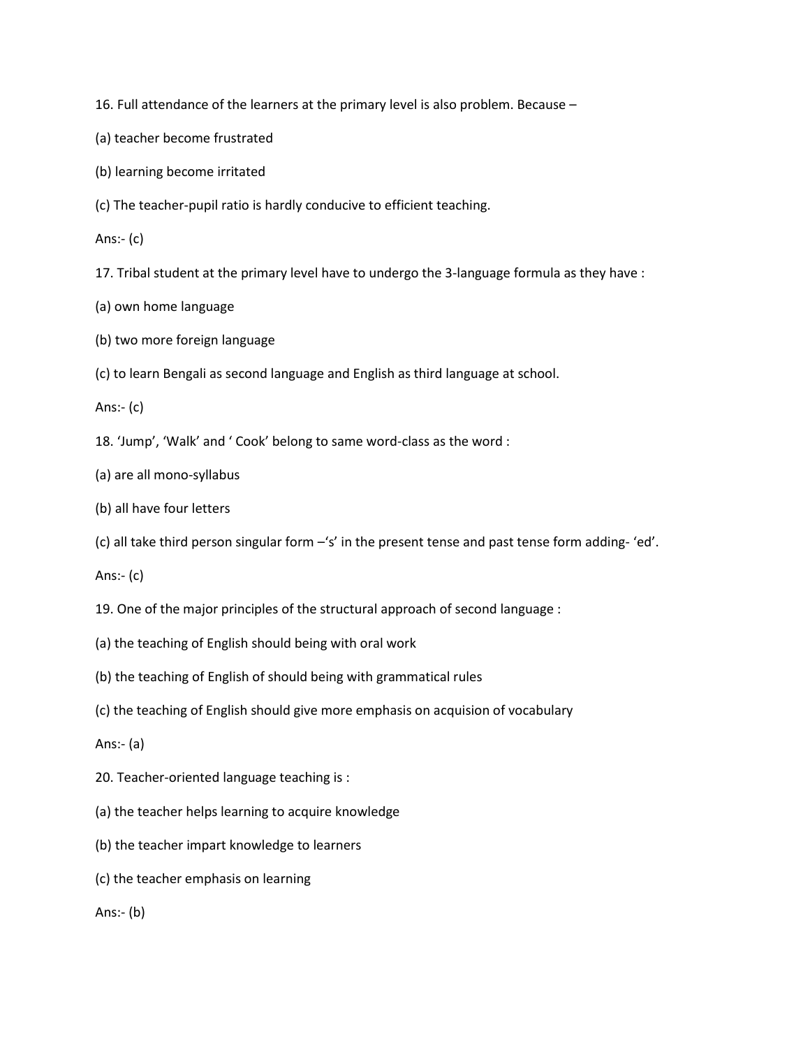16. Full attendance of the learners at the primary level is also problem. Because –

(a) teacher become frustrated

(b) learning become irritated

(c) The teacher-pupil ratio is hardly conducive to efficient teaching.

Ans:- (c)

17. Tribal student at the primary level have to undergo the 3-language formula as they have :

(a) own home language

(b) two more foreign language

(c) to learn Bengali as second language and English as third language at school.

Ans:- (c)

18. 'Jump', 'Walk' and ' Cook' belong to same word-class as the word :

(a) are all mono-syllabus

(b) all have four letters

(c) all take third person singular form –'s' in the present tense and past tense form adding- 'ed'.

Ans:- (c)

19. One of the major principles of the structural approach of second language :

(a) the teaching of English should being with oral work

(b) the teaching of English of should being with grammatical rules

(c) the teaching of English should give more emphasis on acquision of vocabulary

Ans:- (a)

20. Teacher-oriented language teaching is :

(a) the teacher helps learning to acquire knowledge

(b) the teacher impart knowledge to learners

(c) the teacher emphasis on learning

Ans:- (b)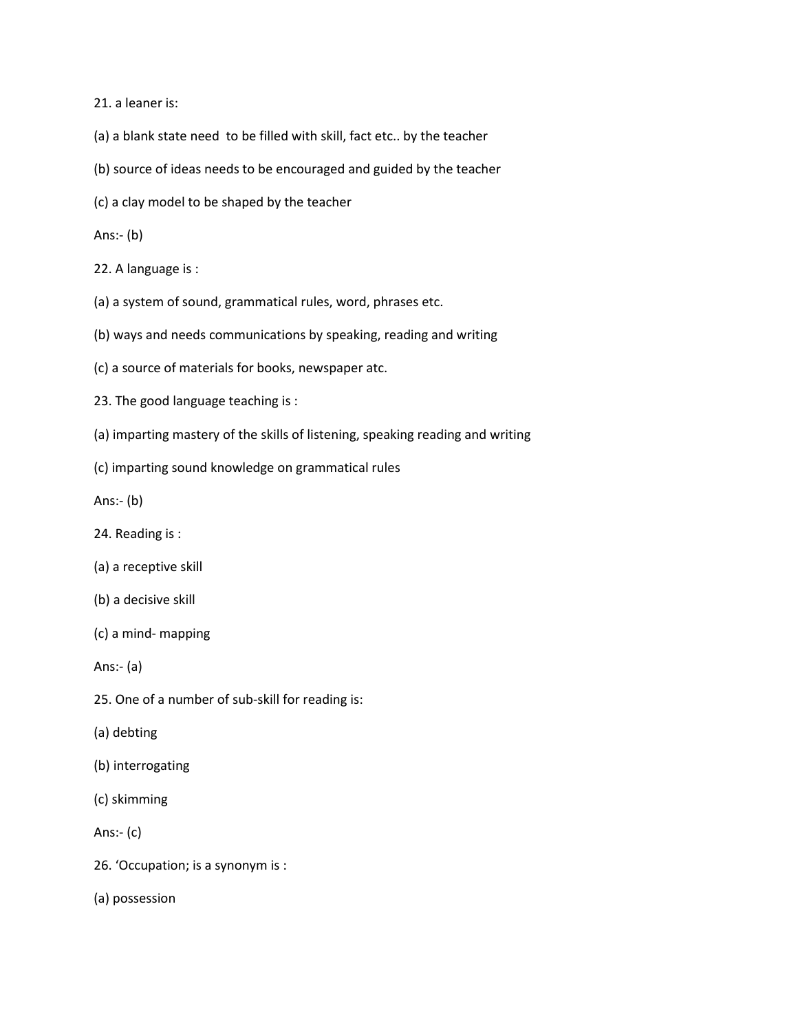21. a leaner is:

(a) a blank state need  to be filled with skill, fact etc.. by the teacher

(b) source of ideas needs to be encouraged and guided by the teacher

(c) a clay model to be shaped by the teacher

Ans:- (b)

22. A language is :

(a) a system of sound, grammatical rules, word, phrases etc.

(b) ways and needs communications by speaking, reading and writing

(c) a source of materials for books, newspaper atc.

23. The good language teaching is :

(a) imparting mastery of the skills of listening, speaking reading and writing

(c) imparting sound knowledge on grammatical rules

Ans:- (b)

24. Reading is :

(a) a receptive skill

(b) a decisive skill

(c) a mind- mapping

Ans:- (a)

25. One of a number of sub-skill for reading is:

(a) debting

(b) interrogating

(c) skimming

Ans:- (c)

26. 'Occupation; is a synonym is :

(a) possession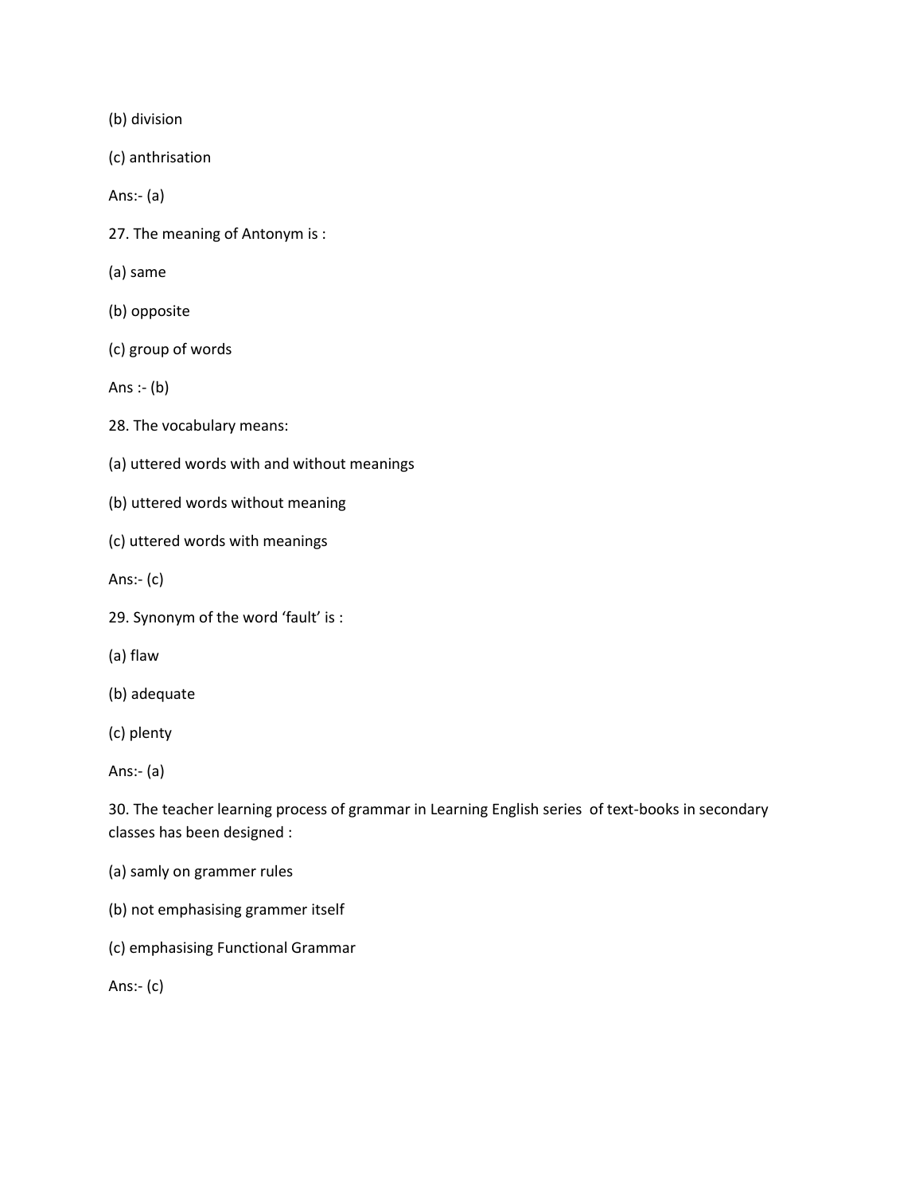(b) division

(c) anthrisation

Ans:- (a)

27. The meaning of Antonym is :

(a) same

(b) opposite

(c) group of words

Ans :- (b)

28. The vocabulary means:

(a) uttered words with and without meanings

(b) uttered words without meaning

(c) uttered words with meanings

Ans:- (c)

29. Synonym of the word 'fault' is :

(a) flaw

(b) adequate

(c) plenty

Ans:- (a)

30. The teacher learning process of grammar in Learning English series of text-books in secondary classes has been designed :

(a) samly on grammer rules

(b) not emphasising grammer itself

(c) emphasising Functional Grammar

Ans:- (c)